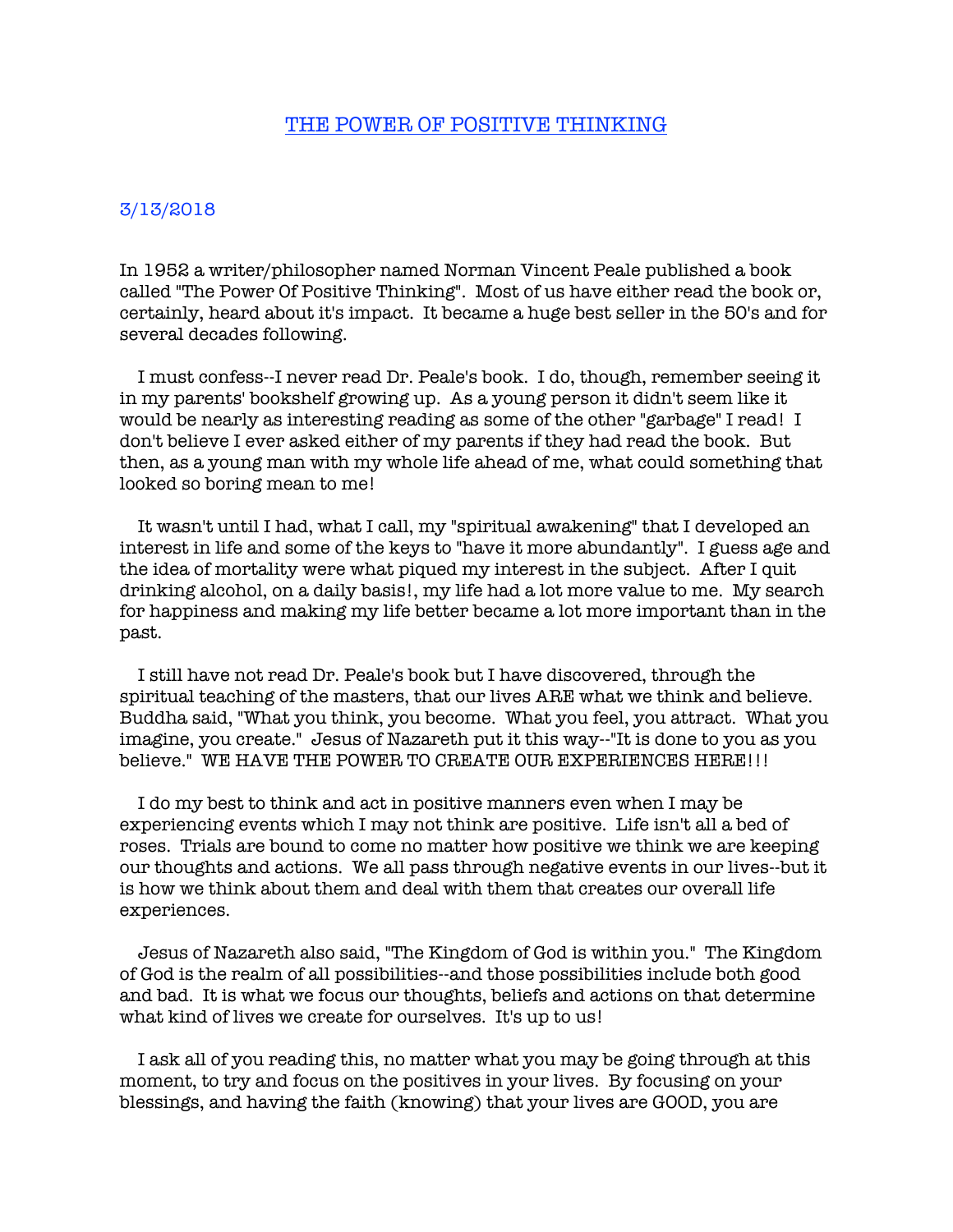# THE POWER OF POSITIVE THINKING

3/13/2018

In 1952 a writer/philosopher named Norman Vincent Peale published a book called "The Power Of Positive Thinking". Most of us have either read the book or, certainly, heard about it's impact. It became a huge best seller in the 50's and for several decades following.

I must confess--I never read Dr. Peale's book. I do, though, remember seeing it in my parents' bookshelf growing up. As a young person it didn't seem like it would be nearly as interesting reading as some of the other "garbage" I read! I don't believe I ever asked either of my parents if they had read the book. But then, as a young man with my whole life ahead of me, what could something that looked so boring mean to me!

It wasn't until I had, what I call, my "spiritual awakening" that I developed an interest in life and some of the keys to "have it more abundantly". I guess age and the idea of mortality were what piqued my interest in the subject. After I quit drinking alcohol, on a daily basis!, my life had a lot more value to me. My search for happiness and making my life better became a lot more important than in the past.

I still have not read Dr. Peale's book but I have discovered, through the spiritual teaching of the masters, that our lives ARE what we think and believe. Buddha said, "What you think, you become. What you feel, you attract. What you imagine, you create." Jesus of Nazareth put it this way--"It is done to you as you believe." WE HAVE THE POWER TO CREATE OUR EXPERIENCES HERE!!!

I do my best to think and act in positive manners even when I may be experiencing events which I may not think are positive. Life isn't all a bed of roses. Trials are bound to come no matter how positive we think we are keeping our thoughts and actions. We all pass through negative events in our lives--but it is how we think about them and deal with them that creates our overall life experiences.

Jesus of Nazareth also said, "The Kingdom of God is within you." The Kingdom of God is the realm of all possibilities--and those possibilities include both good and bad. It is what we focus our thoughts, beliefs and actions on that determine what kind of lives we create for ourselves. It's up to us!

I ask all of you reading this, no matter what you may be going through at this moment, to try and focus on the positives in your lives. By focusing on your blessings, and having the faith (knowing) that your lives are GOOD, you are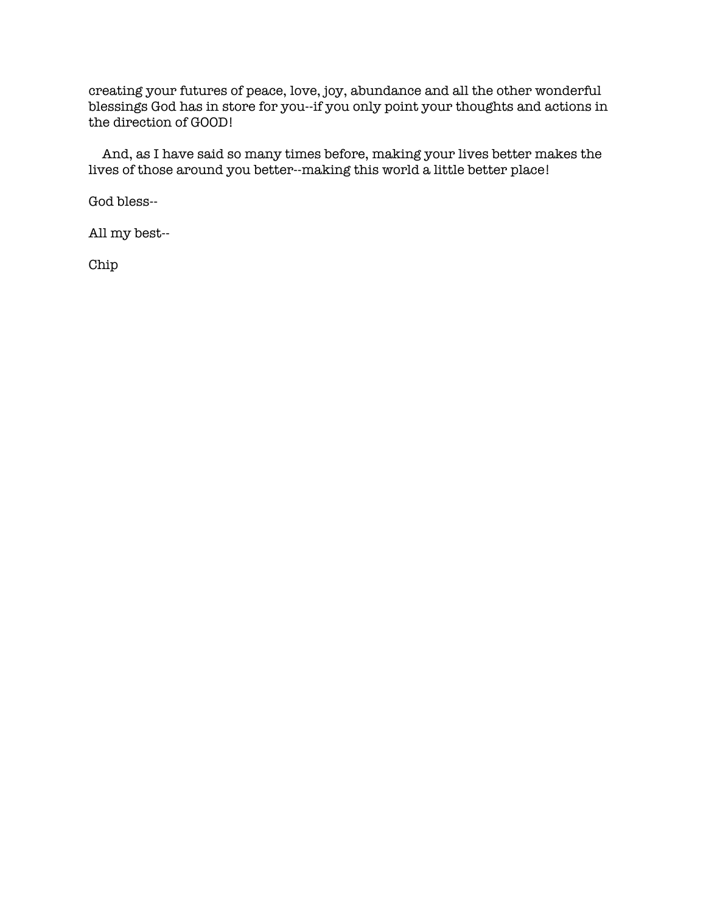creating your futures of peace, love, joy, abundance and all the other wonderful blessings God has in store for you--if you only point your thoughts and actions in the direction of GOOD!

And, as I have said so many times before, making your lives better makes the lives of those around you better--making this world a little better place!

God bless--

All my best--

Chip